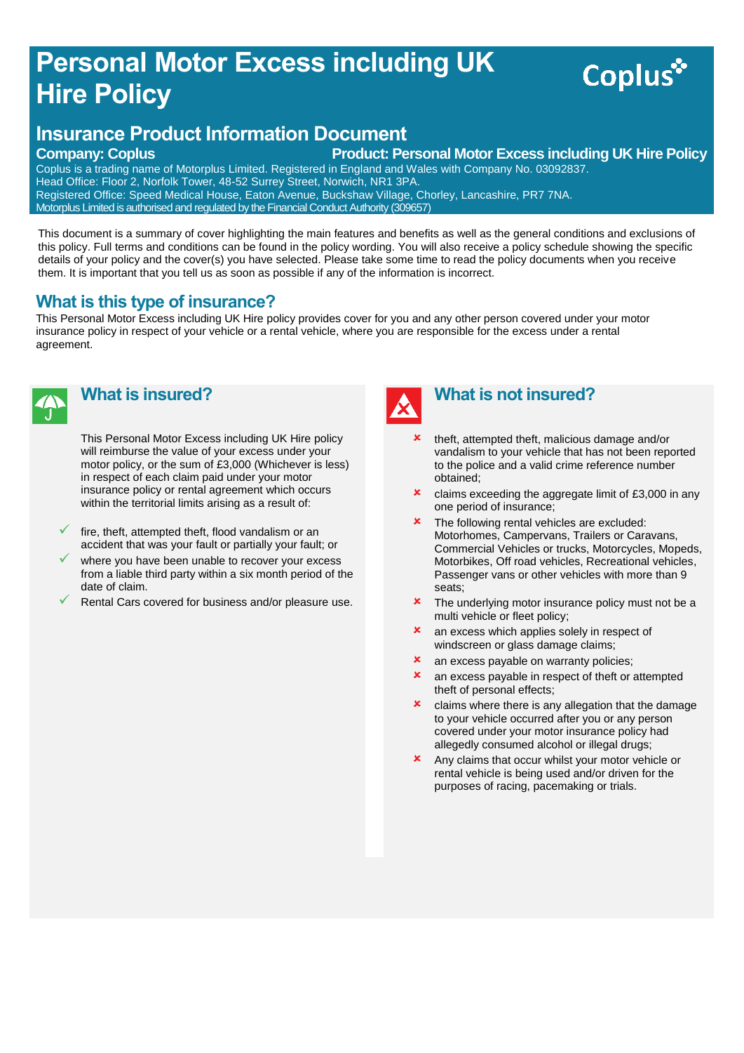# Personal Motor Excess including UK Hire Policy

Coplus

## Insurance Product Information Document

**Company: Coplus** **Product: Personal Motor Excess including UK Hire Policy**

Coplus is a trading name of Motorplus Limited. Registered in England and Wales with Company No. 03092837.
Head Office: Floor 2, Norfolk Tower, 48-52 Surrey Street, Norwich, NR1 3PA.
Registered Office: Speed Medical House, Eaton Avenue, Buckshaw Village, Chorley, Lancashire, PR7 7NA.
Motorplus Limited is authorised and regulated by the Financial Conduct Authority (309657)

This document is a summary of cover highlighting the main features and benefits as well as the general conditions and exclusions of this policy. Full terms and conditions can be found in the policy wording. You will also receive a policy schedule showing the specific details of your policy and the cover(s) you have selected. Please take some time to read the policy documents when you receive them. It is important that you tell us as soon as possible if any of the information is incorrect.

## What is this type of insurance?

This Personal Motor Excess including UK Hire policy provides cover for you and any other person covered under your motor insurance policy in respect of your vehicle or a rental vehicle, where you are responsible for the excess under a rental agreement.

## What is insured?

This Personal Motor Excess including UK Hire policy will reimburse the value of your excess under your motor policy, or the sum of £3,000 (Whichever is less) in respect of each claim paid under your motor insurance policy or rental agreement which occurs within the territorial limits arising as a result of:

- ✓ fire, theft, attempted theft, flood vandalism or an accident that was your fault or partially your fault; or
- ✓ where you have been unable to recover your excess from a liable third party within a six month period of the date of claim.
- ✓ Rental Cars covered for business and/or pleasure use.

## What is not insured?

- ✗ theft, attempted theft, malicious damage and/or vandalism to your vehicle that has not been reported to the police and a valid crime reference number obtained;
- ✗ claims exceeding the aggregate limit of £3,000 in any one period of insurance;
- ✗ The following rental vehicles are excluded: Motorhomes, Campervans, Trailers or Caravans, Commercial Vehicles or trucks, Motorcycles, Mopeds, Motorbikes, Off road vehicles, Recreational vehicles, Passenger vans or other vehicles with more than 9 seats;
- ✗ The underlying motor insurance policy must not be a multi vehicle or fleet policy;
- ✗ an excess which applies solely in respect of windscreen or glass damage claims;
- ✗ an excess payable on warranty policies;
- ✗ an excess payable in respect of theft or attempted theft of personal effects;
- ✗ claims where there is any allegation that the damage to your vehicle occurred after you or any person covered under your motor insurance policy had allegedly consumed alcohol or illegal drugs;
- ✗ Any claims that occur whilst your motor vehicle or rental vehicle is being used and/or driven for the purposes of racing, pacemaking or trials.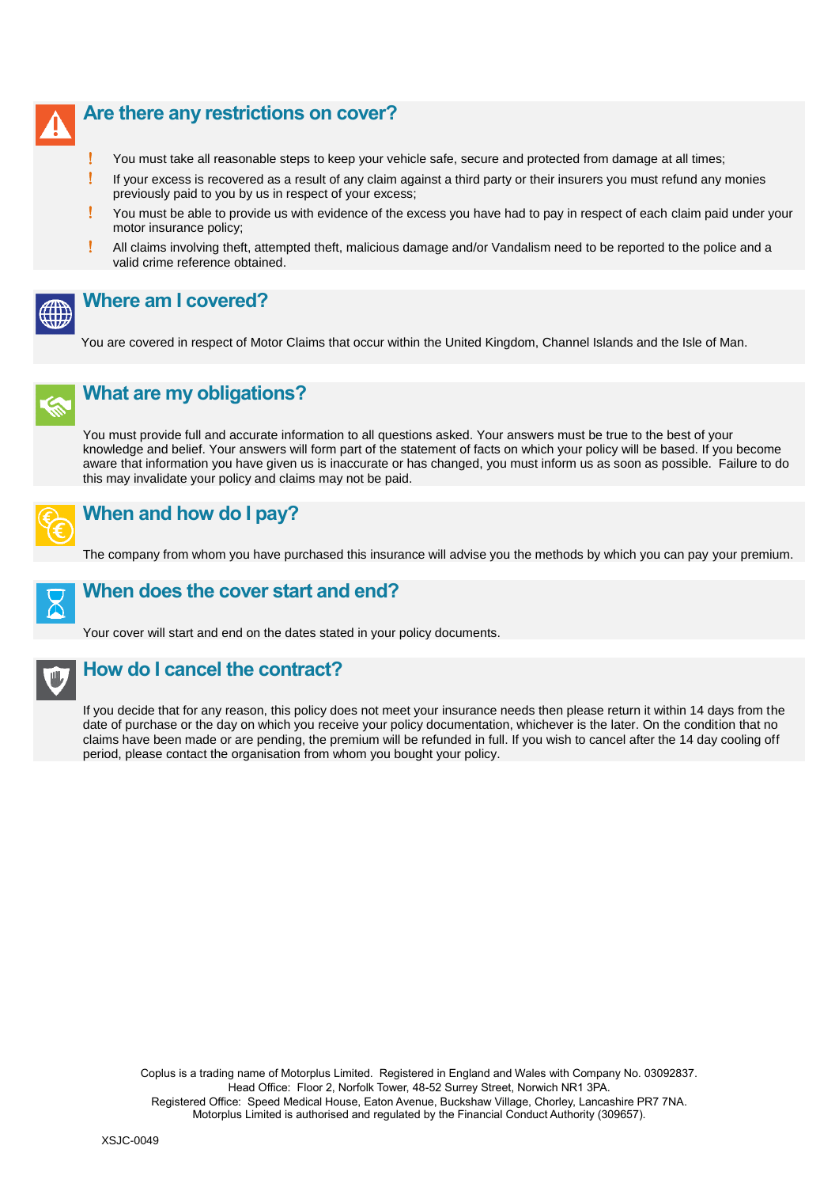## Are there any restrictions on cover?

- You must take all reasonable steps to keep your vehicle safe, secure and protected from damage at all times;
- If your excess is recovered as a result of any claim against a third party or their insurers you must refund any monies previously paid to you by us in respect of your excess;
- You must be able to provide us with evidence of the excess you have had to pay in respect of each claim paid under your motor insurance policy;
- All claims involving theft, attempted theft, malicious damage and/or Vandalism need to be reported to the police and a valid crime reference obtained.

## Where am I covered?

You are covered in respect of Motor Claims that occur within the United Kingdom, Channel Islands and the Isle of Man.

## What are my obligations?

You must provide full and accurate information to all questions asked. Your answers must be true to the best of your knowledge and belief. Your answers will form part of the statement of facts on which your policy will be based. If you become aware that information you have given us is inaccurate or has changed, you must inform us as soon as possible. Failure to do this may invalidate your policy and claims may not be paid.

## When and how do I pay?

The company from whom you have purchased this insurance will advise you the methods by which you can pay your premium.

## When does the cover start and end?

Your cover will start and end on the dates stated in your policy documents.

## How do I cancel the contract?

If you decide that for any reason, this policy does not meet your insurance needs then please return it within 14 days from the date of purchase or the day on which you receive your policy documentation, whichever is the later. On the condition that no claims have been made or are pending, the premium will be refunded in full. If you wish to cancel after the 14 day cooling off period, please contact the organisation from whom you bought your policy.

Coplus is a trading name of Motorplus Limited. Registered in England and Wales with Company No. 03092837.
Head Office: Floor 2, Norfolk Tower, 48-52 Surrey Street, Norwich NR1 3PA.
Registered Office: Speed Medical House, Eaton Avenue, Buckshaw Village, Chorley, Lancashire PR7 7NA.
Motorplus Limited is authorised and regulated by the Financial Conduct Authority (309657).

XSJC-0049